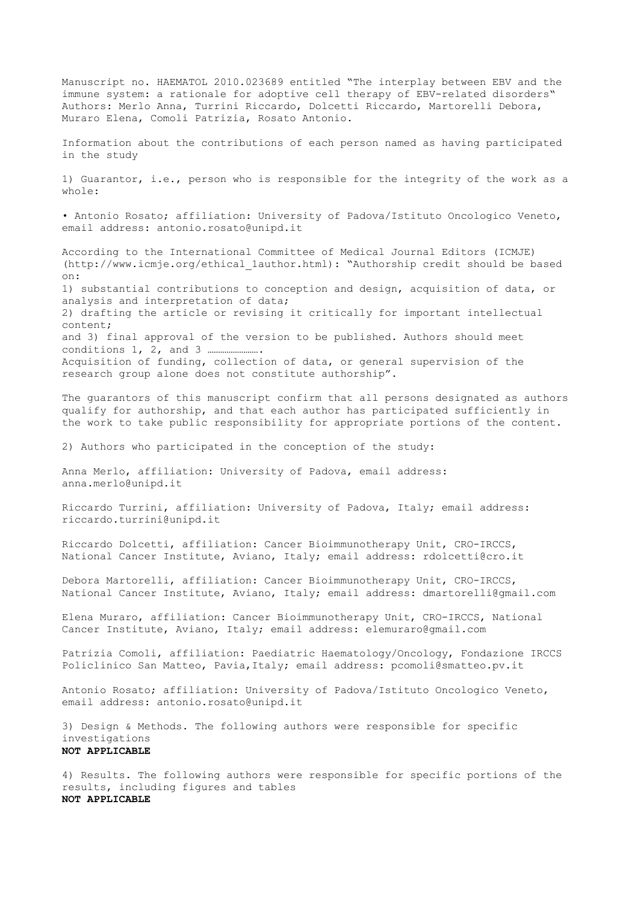Manuscript no. HAEMATOL 2010.023689 entitled "The interplay between EBV and the immune system: a rationale for adoptive cell therapy of EBV-related disorders" Authors: Merlo Anna, Turrini Riccardo, Dolcetti Riccardo, Martorelli Debora, Muraro Elena, Comoli Patrizia, Rosato Antonio.

Information about the contributions of each person named as having participated in the study

1) Guarantor, i.e., person who is responsible for the integrity of the work as a whole:

- Antonio Rosato; affiliation: University of Padova/Istituto Oncologico Veneto, email address: antonio.rosato@unipd.it

According to the International Committee of Medical Journal Editors (ICMJE) (http://www.icmje.org/ethical_1author.html): "Authorship credit should be based on:
1) substantial contributions to conception and design, acquisition of data, or analysis and interpretation of data;
2) drafting the article or revising it critically for important intellectual content;
and 3) final approval of the version to be published. Authors should meet conditions 1, 2, and 3 …………………….
Acquisition of funding, collection of data, or general supervision of the research group alone does not constitute authorship".

The guarantors of this manuscript confirm that all persons designated as authors qualify for authorship, and that each author has participated sufficiently in the work to take public responsibility for appropriate portions of the content.

2) Authors who participated in the conception of the study:

Anna Merlo, affiliation: University of Padova, email address: anna.merlo@unipd.it

Riccardo Turrini, affiliation: University of Padova, Italy; email address: riccardo.turrini@unipd.it

Riccardo Dolcetti, affiliation: Cancer Bioimmunotherapy Unit, CRO-IRCCS, National Cancer Institute, Aviano, Italy; email address: rdolcetti@cro.it

Debora Martorelli, affiliation: Cancer Bioimmunotherapy Unit, CRO-IRCCS, National Cancer Institute, Aviano, Italy; email address: dmartorelli@gmail.com

Elena Muraro, affiliation: Cancer Bioimmunotherapy Unit, CRO-IRCCS, National Cancer Institute, Aviano, Italy; email address: elemuraro@gmail.com

Patrizia Comoli, affiliation: Paediatric Haematology/Oncology, Fondazione IRCCS Policlinico San Matteo, Pavia,Italy; email address: pcomoli@smatteo.pv.it

Antonio Rosato; affiliation: University of Padova/Istituto Oncologico Veneto, email address: antonio.rosato@unipd.it

3) Design & Methods. The following authors were responsible for specific investigations
**NOT APPLICABLE**

4) Results. The following authors were responsible for specific portions of the results, including figures and tables
**NOT APPLICABLE**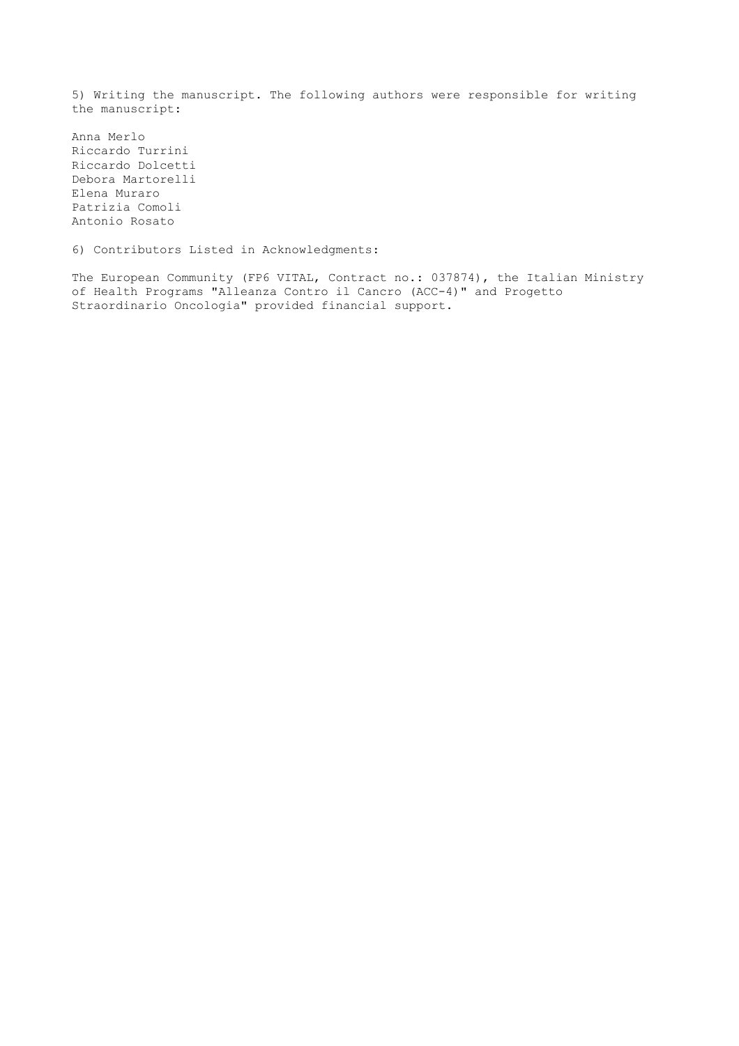5) Writing the manuscript. The following authors were responsible for writing the manuscript:

Anna Merlo
Riccardo Turrini
Riccardo Dolcetti
Debora Martorelli
Elena Muraro
Patrizia Comoli
Antonio Rosato

6) Contributors Listed in Acknowledgments:

The European Community (FP6 VITAL, Contract no.: 037874), the Italian Ministry of Health Programs "Alleanza Contro il Cancro (ACC-4)" and Progetto Straordinario Oncologia" provided financial support.